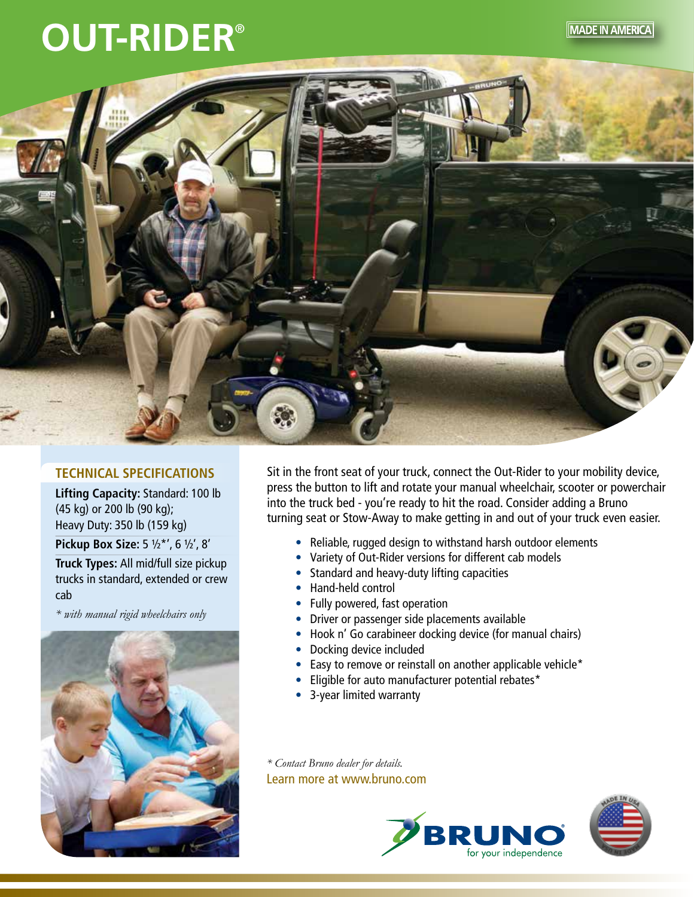# OUT-RIDER®

MADE IN AMERICA

## TECHNICAL SPECIFICATIONS

**Lifting Capacity:** Standard: 100 lb (45 kg) or 200 lb (90 kg); Heavy Duty: 350 lb (159 kg)

**Pickup Box Size:** 5 ½*', 6 ½', 8'

**Truck Types:** All mid/full size pickup trucks in standard, extended or crew cab

*\* with manual rigid wheelchairs only*

Sit in the front seat of your truck, connect the Out-Rider to your mobility device, press the button to lift and rotate your manual wheelchair, scooter or powerchair into the truck bed - you're ready to hit the road. Consider adding a Bruno turning seat or Stow-Away to make getting in and out of your truck even easier.

- Reliable, rugged design to withstand harsh outdoor elements
- Variety of Out-Rider versions for different cab models
- Standard and heavy-duty lifting capacities
- Hand-held control
- Fully powered, fast operation
- Driver or passenger side placements available
- Hook n' Go carabineer docking device (for manual chairs)
- Docking device included
- Easy to remove or reinstall on another applicable vehicle*
- Eligible for auto manufacturer potential rebates*
- 3-year limited warranty

*\* Contact Bruno dealer for details.*

Learn more at www.bruno.com

BRUNO® for your independence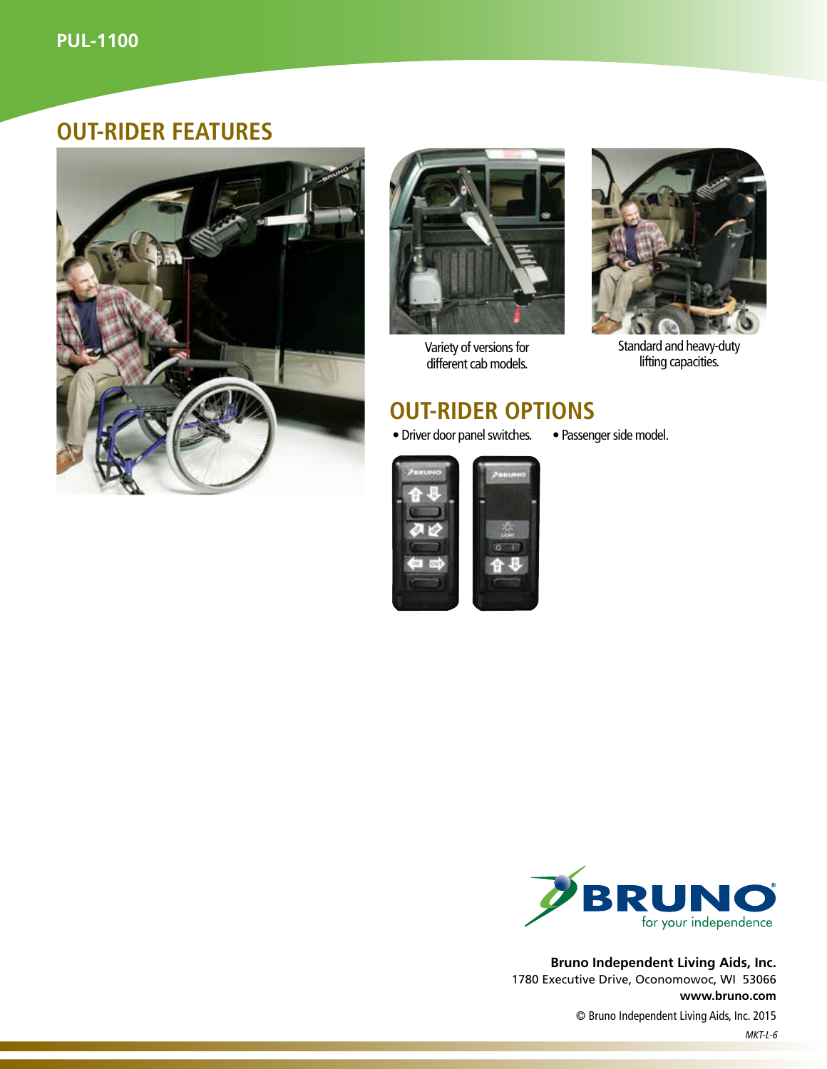PUL-1100

## OUT-RIDER FEATURES

Variety of versions for different cab models.

Standard and heavy-duty lifting capacities.

## OUT-RIDER OPTIONS

- Driver door panel switches.
- Passenger side model.

**Bruno Independent Living Aids, Inc.**
1780 Executive Drive, Oconomowoc, WI 53066
**www.bruno.com**

© Bruno Independent Living Aids, Inc. 2015

*MKT-L-6*